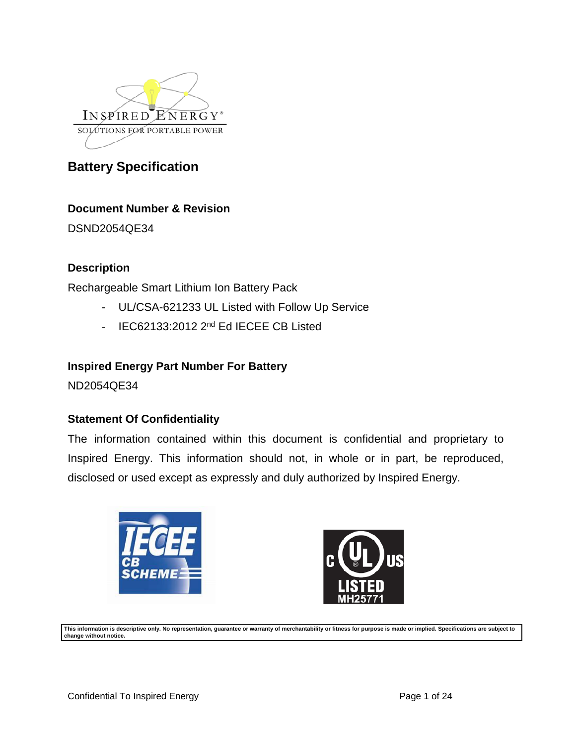# Battery Specification

### Document Number & Revision

DSND2054QE34

### Description

Rechargeable Smart Lithium Ion Battery Pack

- UL/CSA-621233 UL Listed with Follow Up Service
- IEC62133:2012 2nd Ed IECEE CB Listed

### Inspired Energy Part Number For Battery

ND2054QE34

### Statement Of Confidentiality

The information contained within this document is confidential and proprietary to Inspired Energy. This information should not, in whole or in part, be reproduced, disclosed or used except as expressly and duly authorized by Inspired Energy.

**This information is descriptive only. No representation, guarantee or warranty of merchantability or fitness for purpose is made or implied. Specifications are subject to change without notice.**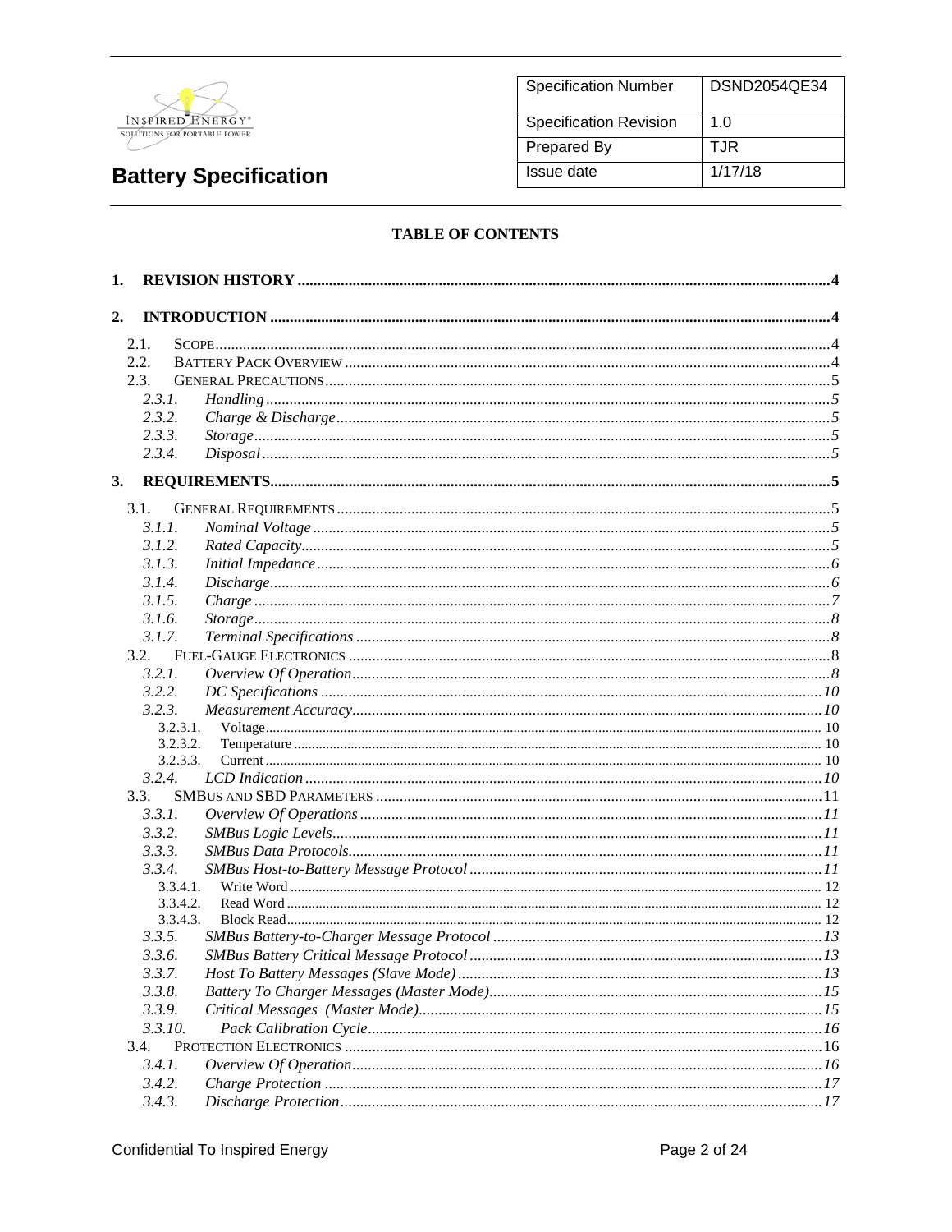| Specification Number | DSND2054QE34 |
| --- | --- |
| Specification Revision | 1.0 |
| Prepared By | TJR |
| Issue date | 1/17/18 |

# Battery Specification

**TABLE OF CONTENTS**

**1. REVISION HISTORY ....... 4**

**2. INTRODUCTION ....... 4**

- 2.1. SCOPE ....... 4
- 2.2. BATTERY PACK OVERVIEW ....... 4
- 2.3. GENERAL PRECAUTIONS ....... 5
  - *2.3.1. Handling ....... 5*
  - *2.3.2. Charge & Discharge ....... 5*
  - *2.3.3. Storage ....... 5*
  - *2.3.4. Disposal ....... 5*

**3. REQUIREMENTS ....... 5**

- 3.1. GENERAL REQUIREMENTS ....... 5
  - *3.1.1. Nominal Voltage ....... 5*
  - *3.1.2. Rated Capacity ....... 5*
  - *3.1.3. Initial Impedance ....... 6*
  - *3.1.4. Discharge ....... 6*
  - *3.1.5. Charge ....... 7*
  - *3.1.6. Storage ....... 8*
  - *3.1.7. Terminal Specifications ....... 8*
- 3.2. FUEL-GAUGE ELECTRONICS ....... 8
  - *3.2.1. Overview Of Operation ....... 8*
  - *3.2.2. DC Specifications ....... 10*
  - *3.2.3. Measurement Accuracy ....... 10*
    - 3.2.3.1. Voltage ....... 10
    - 3.2.3.2. Temperature ....... 10
    - 3.2.3.3. Current ....... 10
  - *3.2.4. LCD Indication ....... 10*
- 3.3. SMBUS AND SBD PARAMETERS ....... 11
  - *3.3.1. Overview Of Operations ....... 11*
  - *3.3.2. SMBus Logic Levels ....... 11*
  - *3.3.3. SMBus Data Protocols ....... 11*
  - *3.3.4. SMBus Host-to-Battery Message Protocol ....... 11*
    - 3.3.4.1. Write Word ....... 12
    - 3.3.4.2. Read Word ....... 12
    - 3.3.4.3. Block Read ....... 12
  - *3.3.5. SMBus Battery-to-Charger Message Protocol ....... 13*
  - *3.3.6. SMBus Battery Critical Message Protocol ....... 13*
  - *3.3.7. Host To Battery Messages (Slave Mode) ....... 13*
  - *3.3.8. Battery To Charger Messages (Master Mode) ....... 15*
  - *3.3.9. Critical Messages (Master Mode) ....... 15*
  - *3.3.10. Pack Calibration Cycle ....... 16*
- 3.4. PROTECTION ELECTRONICS ....... 16
  - *3.4.1. Overview Of Operation ....... 16*
  - *3.4.2. Charge Protection ....... 17*
  - *3.4.3. Discharge Protection ....... 17*

Confidential To Inspired Energy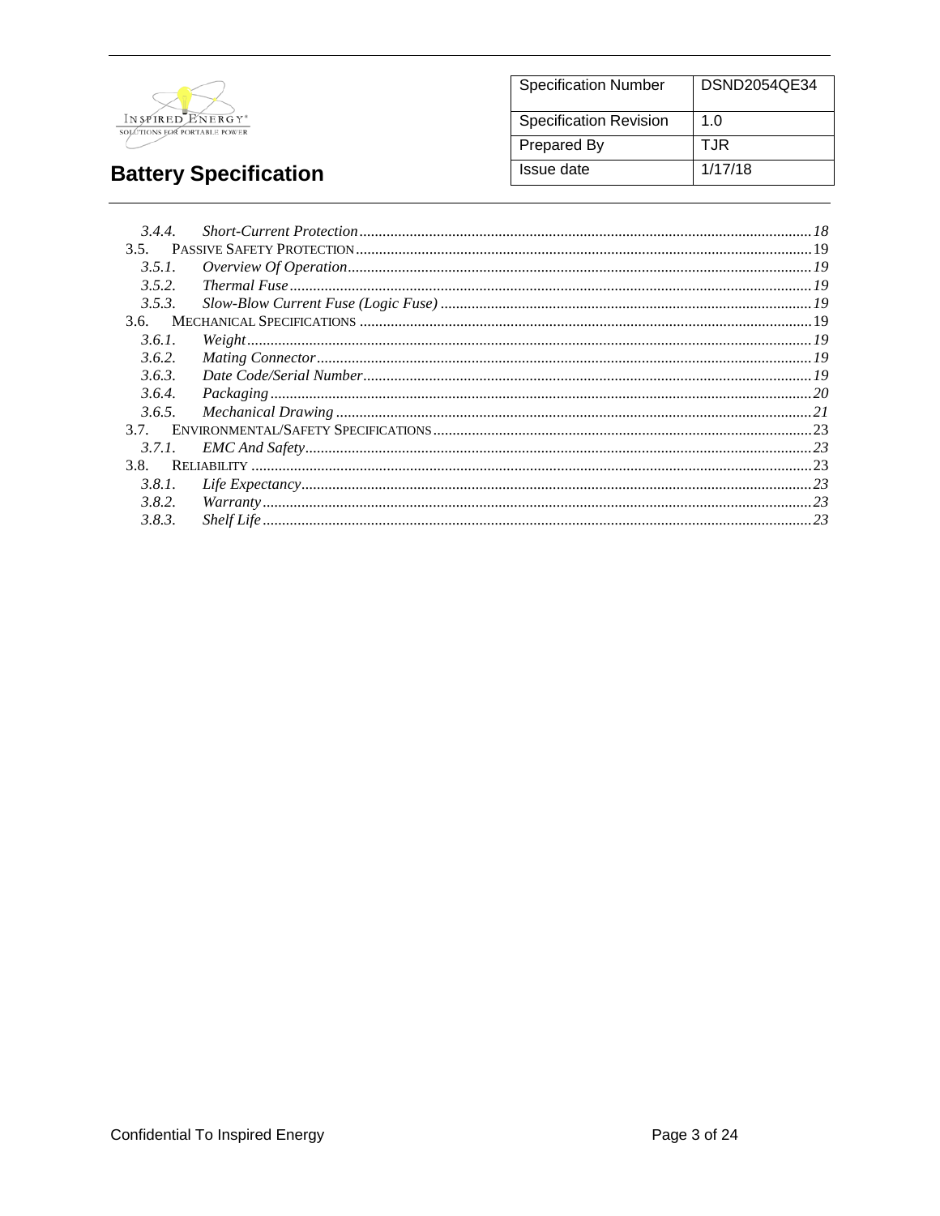| | |
|---|---|
| Specification Number | DSND2054QE34 |
| Specification Revision | 1.0 |
| Prepared By | TJR |
| Issue date | 1/17/18 |

# Battery Specification

- *3.4.4. Short-Current Protection* ........ *18*
- 3.5. PASSIVE SAFETY PROTECTION ........ 19
  - *3.5.1. Overview Of Operation* ........ *19*
  - *3.5.2. Thermal Fuse* ........ *19*
  - *3.5.3. Slow-Blow Current Fuse (Logic Fuse)* ........ *19*
- 3.6. MECHANICAL SPECIFICATIONS ........ 19
  - *3.6.1. Weight* ........ *19*
  - *3.6.2. Mating Connector* ........ *19*
  - *3.6.3. Date Code/Serial Number* ........ *19*
  - *3.6.4. Packaging* ........ *20*
  - *3.6.5. Mechanical Drawing* ........ *21*
- 3.7. ENVIRONMENTAL/SAFETY SPECIFICATIONS ........ 23
  - *3.7.1. EMC And Safety* ........ *23*
- 3.8. RELIABILITY ........ 23
  - *3.8.1. Life Expectancy* ........ *23*
  - *3.8.2. Warranty* ........ *23*
  - *3.8.3. Shelf Life* ........ *23*

Confidential To Inspired Energy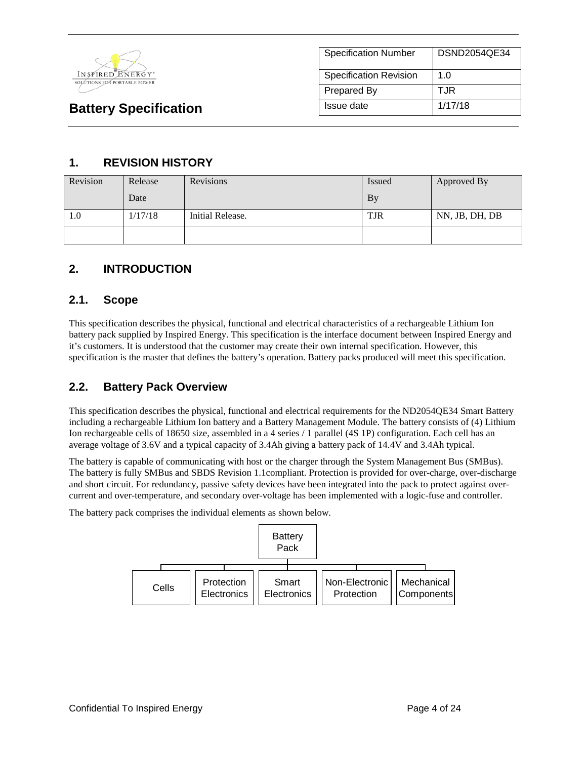| Specification Number | DSND2054QE34 |
| --- | --- |
| Specification Revision | 1.0 |
| Prepared By | TJR |
| Issue date | 1/17/18 |

**Battery Specification**

## 1. REVISION HISTORY

| Revision | Release Date | Revisions | Issued By | Approved By |
| --- | --- | --- | --- | --- |
| 1.0 | 1/17/18 | Initial Release. | TJR | NN, JB, DH, DB |
| | | | | |

## 2. INTRODUCTION

### 2.1. Scope

This specification describes the physical, functional and electrical characteristics of a rechargeable Lithium Ion battery pack supplied by Inspired Energy. This specification is the interface document between Inspired Energy and it's customers. It is understood that the customer may create their own internal specification. However, this specification is the master that defines the battery's operation. Battery packs produced will meet this specification.

### 2.2. Battery Pack Overview

This specification describes the physical, functional and electrical requirements for the ND2054QE34 Smart Battery including a rechargeable Lithium Ion battery and a Battery Management Module. The battery consists of (4) Lithium Ion rechargeable cells of 18650 size, assembled in a 4 series / 1 parallel (4S 1P) configuration. Each cell has an average voltage of 3.6V and a typical capacity of 3.4Ah giving a battery pack of 14.4V and 3.4Ah typical.

The battery is capable of communicating with host or the charger through the System Management Bus (SMBus). The battery is fully SMBus and SBDS Revision 1.1compliant. Protection is provided for over-charge, over-discharge and short circuit. For redundancy, passive safety devices have been integrated into the pack to protect against over-current and over-temperature, and secondary over-voltage has been implemented with a logic-fuse and controller.

The battery pack comprises the individual elements as shown below.

- Battery Pack
  - Cells
  - Protection Electronics
  - Smart Electronics
  - Non-Electronic Protection
  - Mechanical Components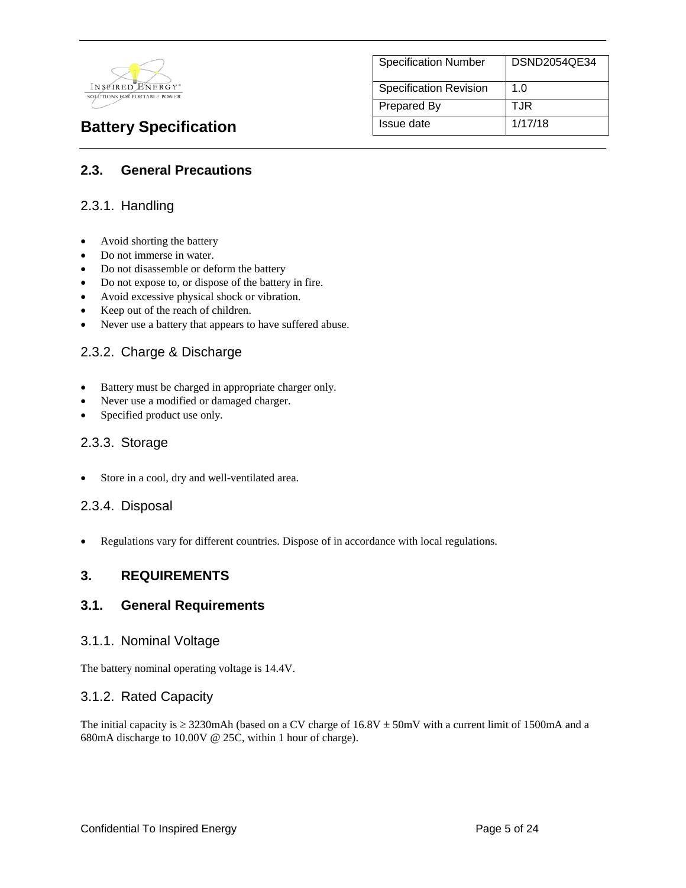## 2.3. General Precautions

### 2.3.1. Handling

- Avoid shorting the battery
- Do not immerse in water.
- Do not disassemble or deform the battery
- Do not expose to, or dispose of the battery in fire.
- Avoid excessive physical shock or vibration.
- Keep out of the reach of children.
- Never use a battery that appears to have suffered abuse.

### 2.3.2. Charge & Discharge

- Battery must be charged in appropriate charger only.
- Never use a modified or damaged charger.
- Specified product use only.

### 2.3.3. Storage

- Store in a cool, dry and well-ventilated area.

### 2.3.4. Disposal

- Regulations vary for different countries. Dispose of in accordance with local regulations.

# 3. REQUIREMENTS

## 3.1. General Requirements

### 3.1.1. Nominal Voltage

The battery nominal operating voltage is 14.4V.

### 3.1.2. Rated Capacity

The initial capacity is ≥ 3230mAh (based on a CV charge of 16.8V ± 50mV with a current limit of 1500mA and a 680mA discharge to 10.00V @ 25C, within 1 hour of charge).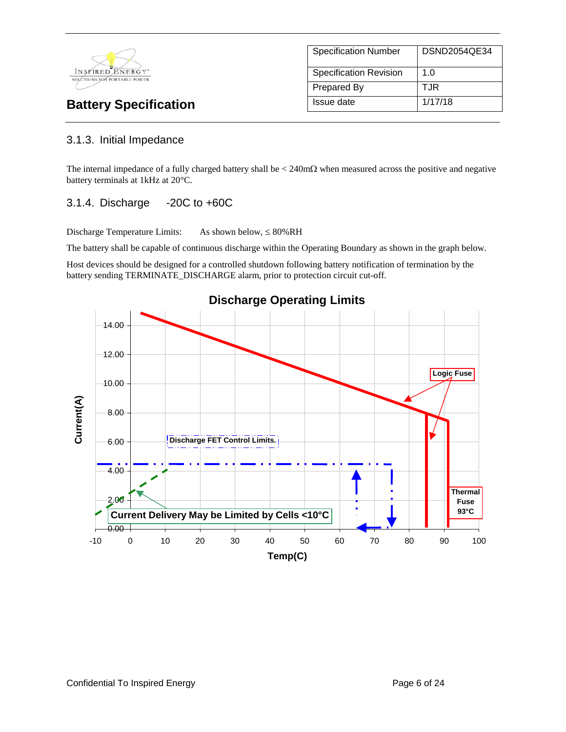| Specification Number | DSND2054QE34 |
|---|---|
| Specification Revision | 1.0 |
| Prepared By | TJR |
| Issue date | 1/17/18 |

## Battery Specification

### 3.1.3. Initial Impedance

The internal impedance of a fully charged battery shall be < 240mΩ when measured across the positive and negative battery terminals at 1kHz at 20°C.

### 3.1.4. Discharge -20C to +60C

Discharge Temperature Limits: As shown below, ≤ 80%RH

The battery shall be capable of continuous discharge within the Operating Boundary as shown in the graph below.

Host devices should be designed for a controlled shutdown following battery notification of termination by the battery sending TERMINATE_DISCHARGE alarm, prior to protection circuit cut-off.

**Discharge Operating Limits**

Current(A) vs. Temp(C)

- Logic Fuse
- Thermal Fuse 93°C
- Discharge FET Control Limits.
- Current Delivery May be Limited by Cells <10°C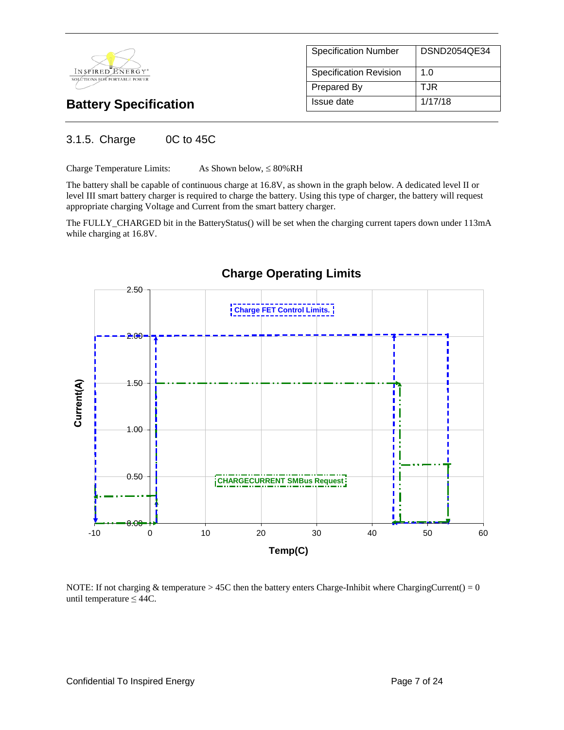### 3.1.5. Charge 0C to 45C

Charge Temperature Limits: As Shown below, ≤ 80%RH

The battery shall be capable of continuous charge at 16.8V, as shown in the graph below. A dedicated level II or level III smart battery charger is required to charge the battery. Using this type of charger, the battery will request appropriate charging Voltage and Current from the smart battery charger.

The FULLY_CHARGED bit in the BatteryStatus() will be set when the charging current tapers down under 113mA while charging at 16.8V.

**Charge Operating Limits**

NOTE: If not charging & temperature > 45C then the battery enters Charge-Inhibit where ChargingCurrent() = 0 until temperature ≤ 44C.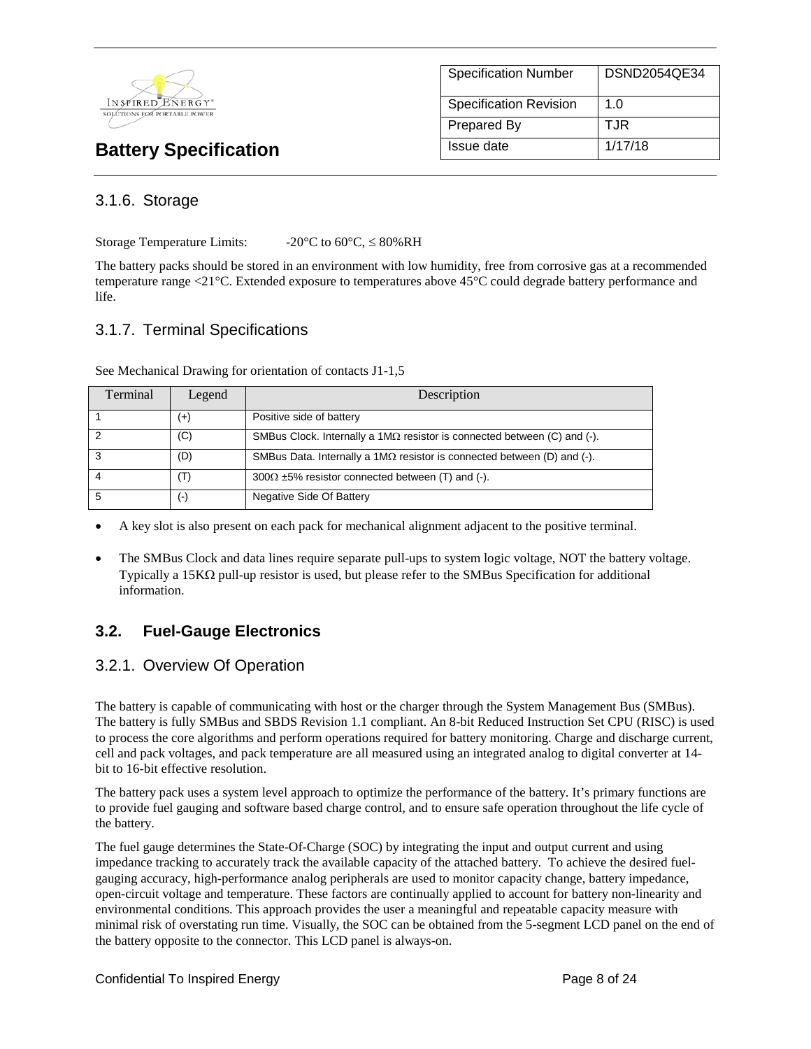### 3.1.6. Storage

Storage Temperature Limits: -20°C to 60°C, ≤ 80%RH

The battery packs should be stored in an environment with low humidity, free from corrosive gas at a recommended temperature range <21°C. Extended exposure to temperatures above 45°C could degrade battery performance and life.

### 3.1.7. Terminal Specifications

See Mechanical Drawing for orientation of contacts J1-1,5

| Terminal | Legend | Description |
|---|---|---|
| 1 | (+) | Positive side of battery |
| 2 | (C) | SMBus Clock. Internally a 1MΩ resistor is connected between (C) and (-). |
| 3 | (D) | SMBus Data. Internally a 1MΩ resistor is connected between (D) and (-). |
| 4 | (T) | 300Ω ±5% resistor connected between (T) and (-). |
| 5 | (-) | Negative Side Of Battery |

- A key slot is also present on each pack for mechanical alignment adjacent to the positive terminal.
- The SMBus Clock and data lines require separate pull-ups to system logic voltage, NOT the battery voltage. Typically a 15KΩ pull-up resistor is used, but please refer to the SMBus Specification for additional information.

## 3.2. Fuel-Gauge Electronics

### 3.2.1. Overview Of Operation

The battery is capable of communicating with host or the charger through the System Management Bus (SMBus). The battery is fully SMBus and SBDS Revision 1.1 compliant. An 8-bit Reduced Instruction Set CPU (RISC) is used to process the core algorithms and perform operations required for battery monitoring. Charge and discharge current, cell and pack voltages, and pack temperature are all measured using an integrated analog to digital converter at 14-bit to 16-bit effective resolution.

The battery pack uses a system level approach to optimize the performance of the battery. It's primary functions are to provide fuel gauging and software based charge control, and to ensure safe operation throughout the life cycle of the battery.

The fuel gauge determines the State-Of-Charge (SOC) by integrating the input and output current and using impedance tracking to accurately track the available capacity of the attached battery. To achieve the desired fuel-gauging accuracy, high-performance analog peripherals are used to monitor capacity change, battery impedance, open-circuit voltage and temperature. These factors are continually applied to account for battery non-linearity and environmental conditions. This approach provides the user a meaningful and repeatable capacity measure with minimal risk of overstating run time. Visually, the SOC can be obtained from the 5-segment LCD panel on the end of the battery opposite to the connector. This LCD panel is always-on.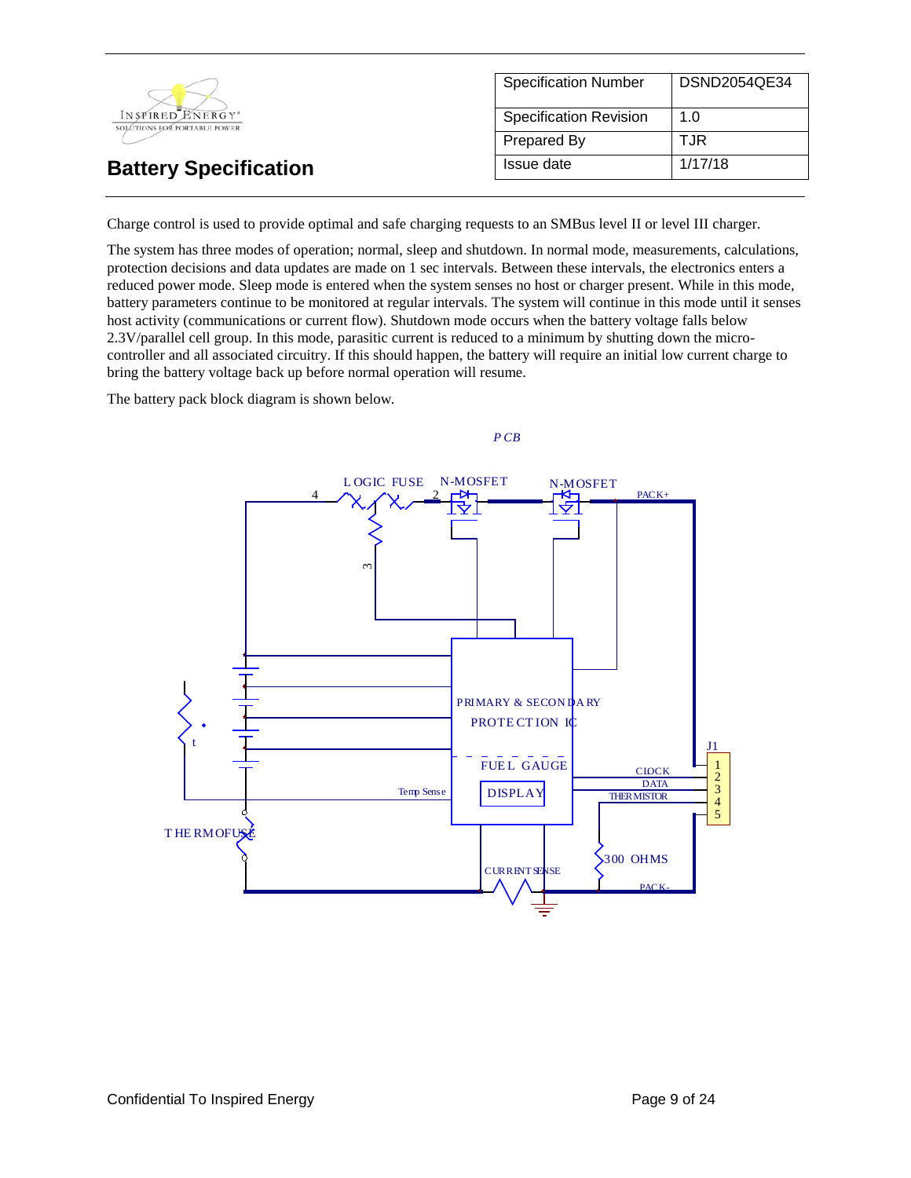| Specification Number | DSND2054QE34 |
|---|---|
| Specification Revision | 1.0 |
| Prepared By | TJR |
| Issue date | 1/17/18 |

# Battery Specification

Charge control is used to provide optimal and safe charging requests to an SMBus level II or level III charger.

The system has three modes of operation; normal, sleep and shutdown. In normal mode, measurements, calculations, protection decisions and data updates are made on 1 sec intervals. Between these intervals, the electronics enters a reduced power mode. Sleep mode is entered when the system senses no host or charger present. While in this mode, battery parameters continue to be monitored at regular intervals. The system will continue in this mode until it senses host activity (communications or current flow). Shutdown mode occurs when the battery voltage falls below 2.3V/parallel cell group. In this mode, parasitic current is reduced to a minimum by shutting down the micro-controller and all associated circuitry. If this should happen, the battery will require an initial low current charge to bring the battery voltage back up before normal operation will resume.

The battery pack block diagram is shown below.

*PCB*

LOGIC FUSE, N-MOSFET, N-MOSFET, PACK+, PRIMARY & SECONDARY PROTECTION IC, FUEL GAUGE, DISPLAY, Temp Sense, THERMOFUSE, CLOCK, DATA, THERMISTOR, J1 (1, 2, 3, 4, 5), 300 OHMS, CURRENT SENSE, PACK-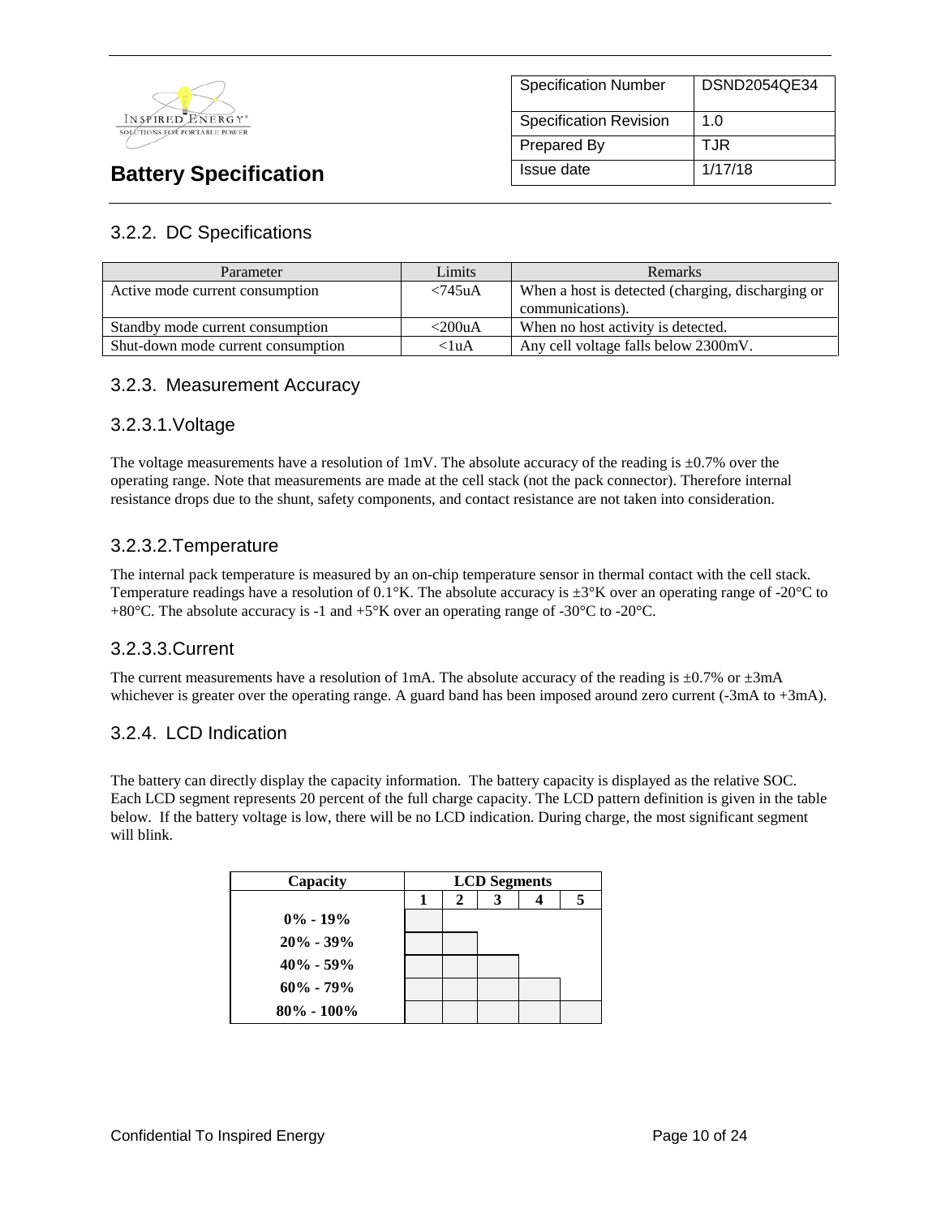### 3.2.2. DC Specifications

| Parameter | Limits | Remarks |
|---|---|---|
| Active mode current consumption | <745uA | When a host is detected (charging, discharging or communications). |
| Standby mode current consumption | <200uA | When no host activity is detected. |
| Shut-down mode current consumption | <1uA | Any cell voltage falls below 2300mV. |

### 3.2.3. Measurement Accuracy

#### 3.2.3.1. Voltage

The voltage measurements have a resolution of 1mV. The absolute accuracy of the reading is ±0.7% over the operating range. Note that measurements are made at the cell stack (not the pack connector). Therefore internal resistance drops due to the shunt, safety components, and contact resistance are not taken into consideration.

#### 3.2.3.2. Temperature

The internal pack temperature is measured by an on-chip temperature sensor in thermal contact with the cell stack. Temperature readings have a resolution of 0.1°K. The absolute accuracy is ±3°K over an operating range of -20°C to +80°C. The absolute accuracy is -1 and +5°K over an operating range of -30°C to -20°C.

#### 3.2.3.3. Current

The current measurements have a resolution of 1mA. The absolute accuracy of the reading is ±0.7% or ±3mA whichever is greater over the operating range. A guard band has been imposed around zero current (-3mA to +3mA).

### 3.2.4. LCD Indication

The battery can directly display the capacity information. The battery capacity is displayed as the relative SOC. Each LCD segment represents 20 percent of the full charge capacity. The LCD pattern definition is given in the table below. If the battery voltage is low, there will be no LCD indication. During charge, the most significant segment will blink.

| **Capacity** | **LCD Segments** | | | | |
|---|---|---|---|---|---|
| | **1** | **2** | **3** | **4** | **5** |
| **0% - 19%** | ■ | | | | |
| **20% - 39%** | ■ | ■ | | | |
| **40% - 59%** | ■ | ■ | ■ | | |
| **60% - 79%** | ■ | ■ | ■ | ■ | |
| **80% - 100%** | ■ | ■ | ■ | ■ | ■ |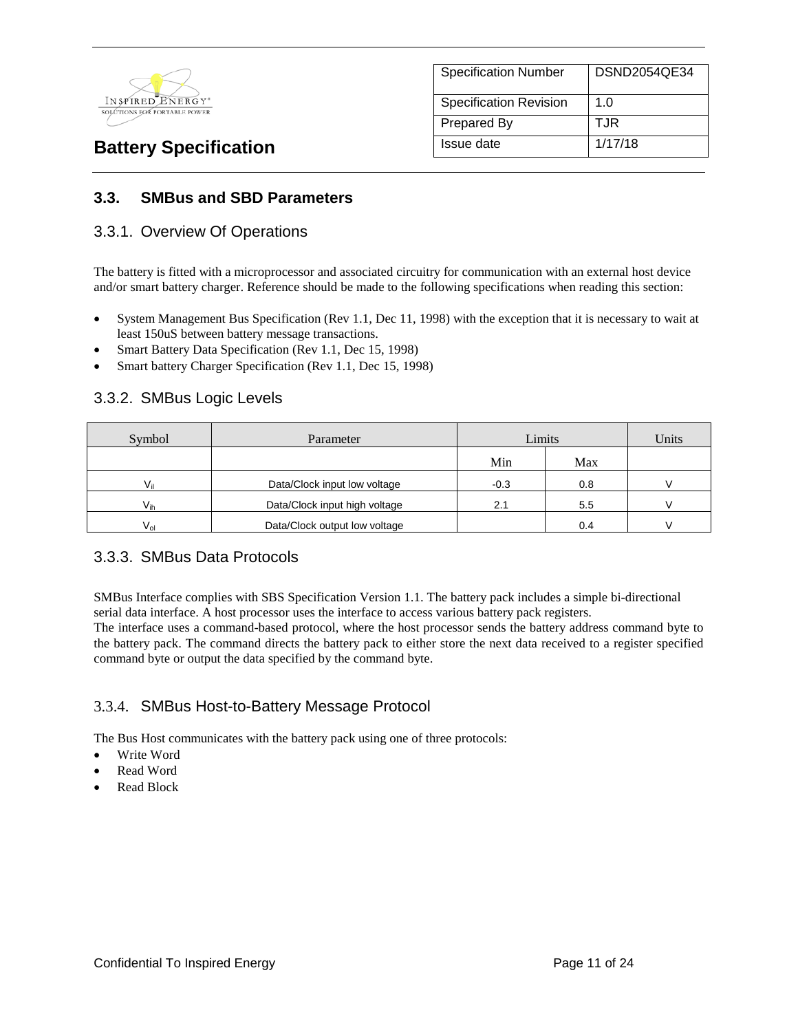### 3.3. SMBus and SBD Parameters

#### 3.3.1. Overview Of Operations

The battery is fitted with a microprocessor and associated circuitry for communication with an external host device and/or smart battery charger. Reference should be made to the following specifications when reading this section:

- System Management Bus Specification (Rev 1.1, Dec 11, 1998) with the exception that it is necessary to wait at least 150uS between battery message transactions.
- Smart Battery Data Specification (Rev 1.1, Dec 15, 1998)
- Smart battery Charger Specification (Rev 1.1, Dec 15, 1998)

#### 3.3.2. SMBus Logic Levels

| Symbol | Parameter | Limits | | Units |
|---|---|---|---|---|
| | | Min | Max | |
| $V_{il}$ | Data/Clock input low voltage | -0.3 | 0.8 | V |
| $V_{ih}$ | Data/Clock input high voltage | 2.1 | 5.5 | V |
| $V_{ol}$ | Data/Clock output low voltage | | 0.4 | V |

#### 3.3.3. SMBus Data Protocols

SMBus Interface complies with SBS Specification Version 1.1. The battery pack includes a simple bi-directional serial data interface. A host processor uses the interface to access various battery pack registers.
The interface uses a command-based protocol, where the host processor sends the battery address command byte to the battery pack. The command directs the battery pack to either store the next data received to a register specified command byte or output the data specified by the command byte.

#### 3.3.4. SMBus Host-to-Battery Message Protocol

The Bus Host communicates with the battery pack using one of three protocols:

- Write Word
- Read Word
- Read Block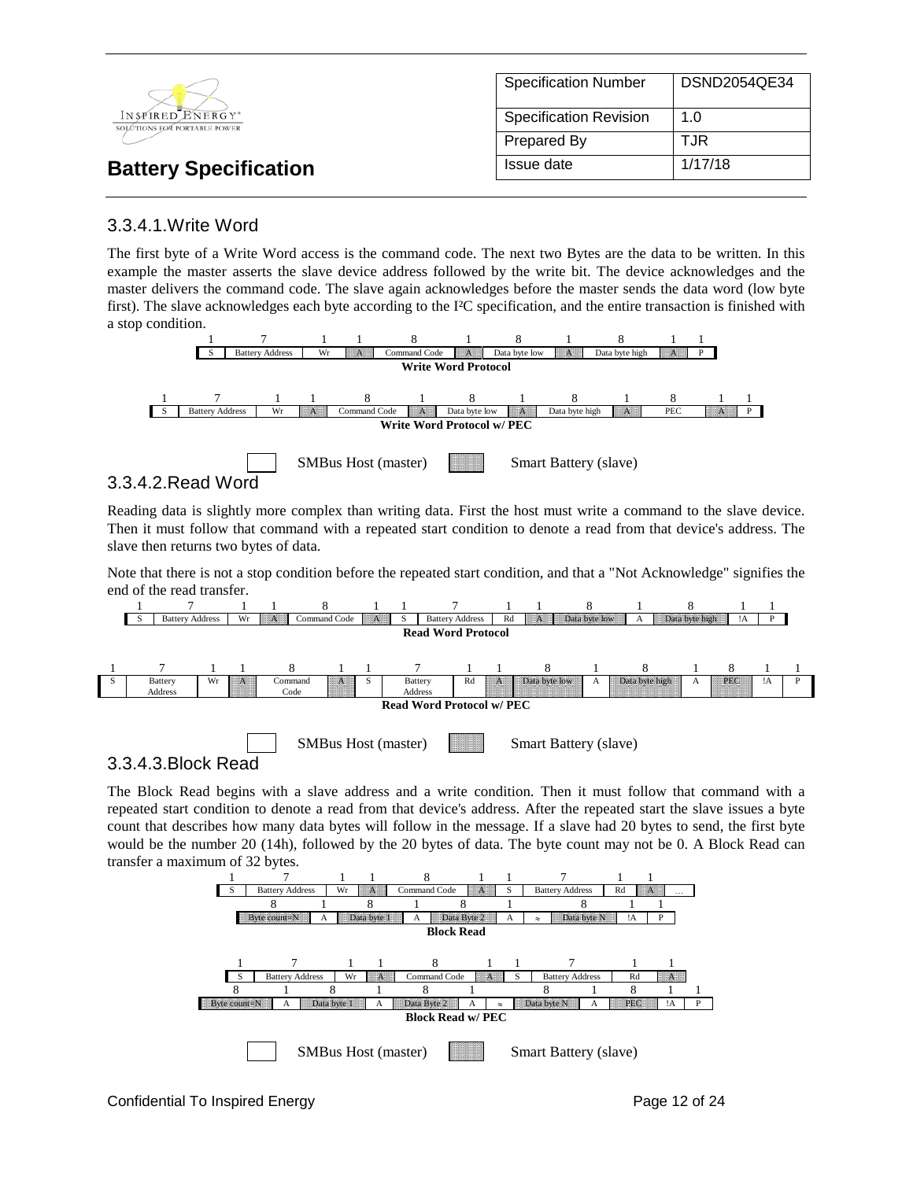### 3.3.4.1. Write Word

The first byte of a Write Word access is the command code. The next two Bytes are the data to be written. In this example the master asserts the slave device address followed by the write bit. The device acknowledges and the master delivers the command code. The slave again acknowledges before the master sends the data word (low byte first). The slave acknowledges each byte according to the I²C specification, and the entire transaction is finished with a stop condition.

| 1 | 7 | 1 | 1 | 8 | 1 | 8 | 1 | 8 | 1 | 1 |
|---|---|---|---|---|---|---|---|---|---|---|
| S | Battery Address | Wr | A | Command Code | A | Data byte low | A | Data byte high | A | P |

**Write Word Protocol**

| 1 | 7 | 1 | 1 | 8 | 1 | 8 | 1 | 8 | 1 | 8 | 1 | 1 |
|---|---|---|---|---|---|---|---|---|---|---|---|---|
| S | Battery Address | Wr | A | Command Code | A | Data byte low | A | Data byte high | A | PEC | A | P |

**Write Word Protocol w/ PEC**

SMBus Host (master) &nbsp;&nbsp; Smart Battery (slave)

### 3.3.4.2. Read Word

Reading data is slightly more complex than writing data. First the host must write a command to the slave device. Then it must follow that command with a repeated start condition to denote a read from that device's address. The slave then returns two bytes of data.

Note that there is not a stop condition before the repeated start condition, and that a "Not Acknowledge" signifies the end of the read transfer.

| 1 | 7 | 1 | 1 | 8 | 1 | 1 | 7 | 1 | 1 | 8 | 1 | 8 | 1 | 1 |
|---|---|---|---|---|---|---|---|---|---|---|---|---|---|---|
| S | Battery Address | Wr | A | Command Code | A | S | Battery Address | Rd | A | Data byte low | A | Data byte high | !A | P |

**Read Word Protocol**

| 1 | 7 | 1 | 1 | 8 | 1 | 1 | 7 | 1 | 1 | 8 | 1 | 8 | 1 | 8 | 1 | 1 |
|---|---|---|---|---|---|---|---|---|---|---|---|---|---|---|---|---|
| S | Battery Address | Wr | A | Command Code | A | S | Battery Address | Rd | A | Data byte low | A | Data byte high | A | PEC | !A | P |

**Read Word Protocol w/ PEC**

SMBus Host (master) &nbsp;&nbsp; Smart Battery (slave)

### 3.3.4.3. Block Read

The Block Read begins with a slave address and a write condition. Then it must follow that command with a repeated start condition to denote a read from that device's address. After the repeated start the slave issues a byte count that describes how many data bytes will follow in the message. If a slave had 20 bytes to send, the first byte would be the number 20 (14h), followed by the 20 bytes of data. The byte count may not be 0. A Block Read can transfer a maximum of 32 bytes.

| 1 | 7 | 1 | 1 | 8 | 1 | 1 | 7 | 1 | 1 | |
|---|---|---|---|---|---|---|---|---|---|---|
| S | Battery Address | Wr | A | Command Code | A | S | Battery Address | Rd | A | … |

| 8 | 1 | 8 | 1 | 8 | 1 | | 8 | 1 | 1 |
|---|---|---|---|---|---|---|---|---|---|
| Byte count=N | A | Data byte 1 | A | Data Byte 2 | A | ≈ | Data byte N | !A | P |

**Block Read**

| 1 | 7 | 1 | 1 | 8 | 1 | 1 | 7 | 1 | 1 |
|---|---|---|---|---|---|---|---|---|---|
| S | Battery Address | Wr | A | Command Code | A | S | Battery Address | Rd | A |

| 8 | 1 | 8 | 1 | 8 | 1 | | 8 | 1 | 8 | 1 | 1 |
|---|---|---|---|---|---|---|---|---|---|---|---|
| Byte count=N | A | Data byte 1 | A | Data Byte 2 | A | ≈ | Data byte N | A | PEC | !A | P |

**Block Read w/ PEC**

SMBus Host (master) &nbsp;&nbsp; Smart Battery (slave)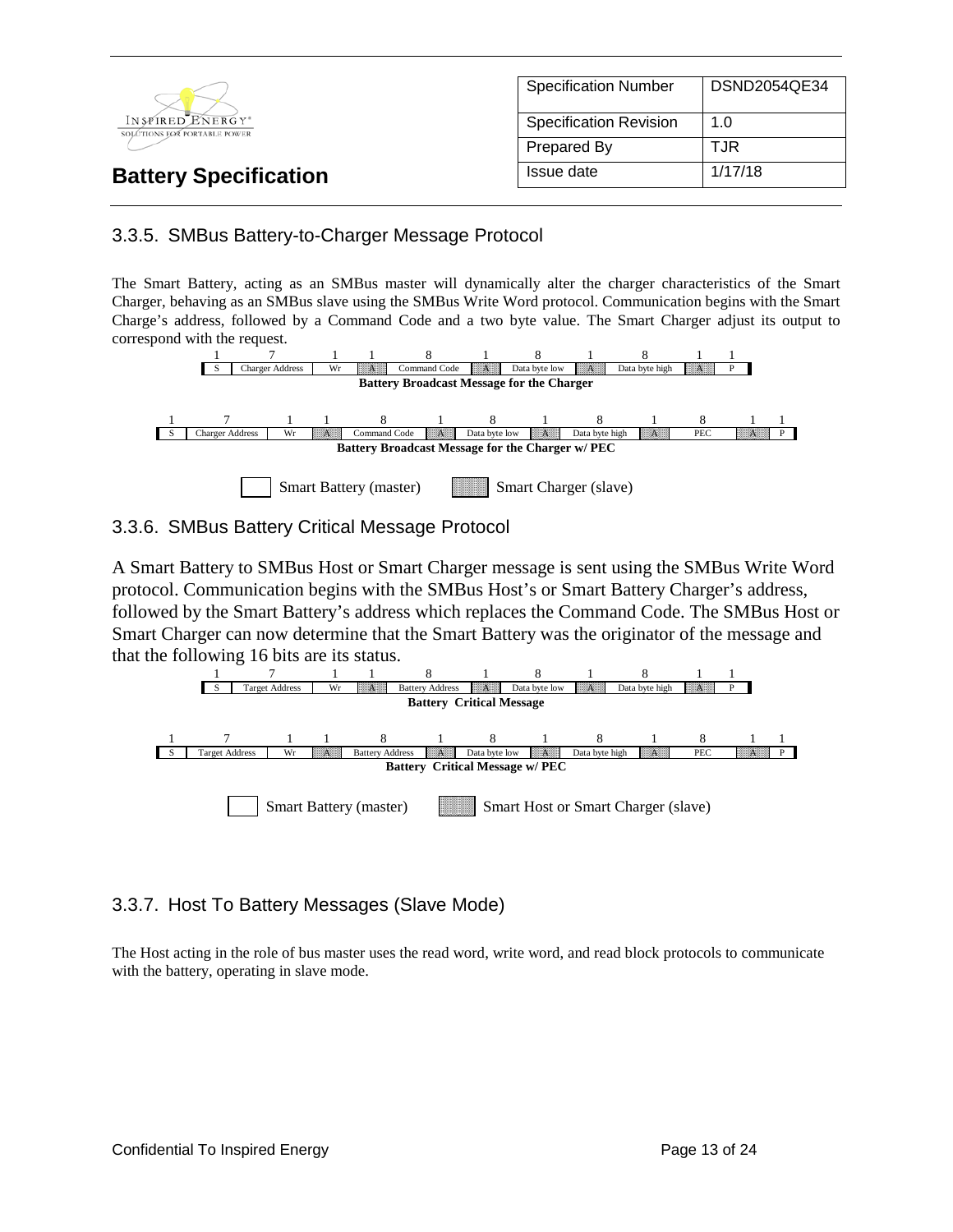### 3.3.5. SMBus Battery-to-Charger Message Protocol

The Smart Battery, acting as an SMBus master will dynamically alter the charger characteristics of the Smart Charger, behaving as an SMBus slave using the SMBus Write Word protocol. Communication begins with the Smart Charge's address, followed by a Command Code and a two byte value. The Smart Charger adjust its output to correspond with the request.

| 1 | 7 | 1 | 1 | 8 | 1 | 8 | 1 | 8 | 1 | 1 |
|---|---|---|---|---|---|---|---|---|---|---|
| S | Charger Address | Wr | A | Command Code | A | Data byte low | A | Data byte high | A | P |

**Battery Broadcast Message for the Charger**

| 1 | 7 | 1 | 1 | 8 | 1 | 8 | 1 | 8 | 1 | 8 | 1 | 1 |
|---|---|---|---|---|---|---|---|---|---|---|---|---|
| S | Charger Address | Wr | A | Command Code | A | Data byte low | A | Data byte high | A | PEC | A | P |

**Battery Broadcast Message for the Charger w/ PEC**

Smart Battery (master) | Smart Charger (slave)

### 3.3.6. SMBus Battery Critical Message Protocol

A Smart Battery to SMBus Host or Smart Charger message is sent using the SMBus Write Word protocol. Communication begins with the SMBus Host's or Smart Battery Charger's address, followed by the Smart Battery's address which replaces the Command Code. The SMBus Host or Smart Charger can now determine that the Smart Battery was the originator of the message and that the following 16 bits are its status.

| 1 | 7 | 1 | 1 | 8 | 1 | 8 | 1 | 8 | 1 | 1 |
|---|---|---|---|---|---|---|---|---|---|---|
| S | Target Address | Wr | A | Battery Address | A | Data byte low | A | Data byte high | A | P |

**Battery Critical Message**

| 1 | 7 | 1 | 1 | 8 | 1 | 8 | 1 | 8 | 1 | 8 | 1 | 1 |
|---|---|---|---|---|---|---|---|---|---|---|---|---|
| S | Target Address | Wr | A | Battery Address | A | Data byte low | A | Data byte high | A | PEC | A | P |

**Battery Critical Message w/ PEC**

Smart Battery (master) | Smart Host or Smart Charger (slave)

### 3.3.7. Host To Battery Messages (Slave Mode)

The Host acting in the role of bus master uses the read word, write word, and read block protocols to communicate with the battery, operating in slave mode.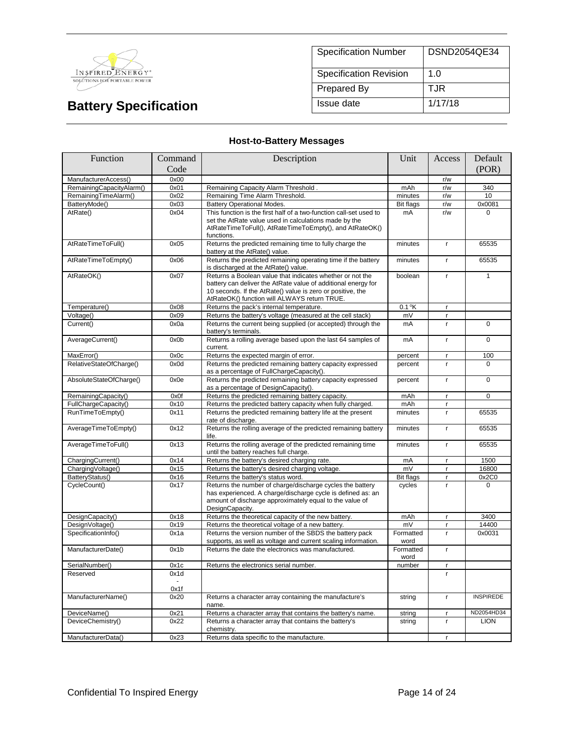## Host-to-Battery Messages

| Function | Command Code | Description | Unit | Access | Default (POR) |
|---|---|---|---|---|---|
| ManufacturerAccess() | 0x00 | | | r/w | |
| RemainingCapacityAlarm() | 0x01 | Remaining Capacity Alarm Threshold . | mAh | r/w | 340 |
| RemainingTimeAlarm() | 0x02 | Remaining Time Alarm Threshold. | minutes | r/w | 10 |
| BatteryMode() | 0x03 | Battery Operational Modes. | Bit flags | r/w | 0x0081 |
| AtRate() | 0x04 | This function is the first half of a two-function call-set used to set the AtRate value used in calculations made by the AtRateTimeToFull(), AtRateTimeToEmpty(), and AtRateOK() functions. | mA | r/w | 0 |
| AtRateTimeToFull() | 0x05 | Returns the predicted remaining time to fully charge the battery at the AtRate() value. | minutes | r | 65535 |
| AtRateTimeToEmpty() | 0x06 | Returns the predicted remaining operating time if the battery is discharged at the AtRate() value. | minutes | r | 65535 |
| AtRateOK() | 0x07 | Returns a Boolean value that indicates whether or not the battery can deliver the AtRate value of additional energy for 10 seconds. If the AtRate() value is zero or positive, the AtRateOK() function will ALWAYS return TRUE. | boolean | r | 1 |
| Temperature() | 0x08 | Returns the pack's internal temperature. | 0.1 °K | r | |
| Voltage() | 0x09 | Returns the battery's voltage (measured at the cell stack) | mV | r | |
| Current() | 0x0a | Returns the current being supplied (or accepted) through the battery's terminals. | mA | r | 0 |
| AverageCurrent() | 0x0b | Returns a rolling average based upon the last 64 samples of current. | mA | r | 0 |
| MaxError() | 0x0c | Returns the expected margin of error. | percent | r | 100 |
| RelativeStateOfCharge() | 0x0d | Returns the predicted remaining battery capacity expressed as a percentage of FullChargeCapacity(). | percent | r | 0 |
| AbsoluteStateOfCharge() | 0x0e | Returns the predicted remaining battery capacity expressed as a percentage of DesignCapacity(). | percent | r | 0 |
| RemainingCapacity() | 0x0f | Returns the predicted remaining battery capacity. | mAh | r | 0 |
| FullChargeCapacity() | 0x10 | Returns the predicted battery capacity when fully charged. | mAh | r | |
| RunTimeToEmpty() | 0x11 | Returns the predicted remaining battery life at the present rate of discharge. | minutes | r | 65535 |
| AverageTimeToEmpty() | 0x12 | Returns the rolling average of the predicted remaining battery life. | minutes | r | 65535 |
| AverageTimeToFull() | 0x13 | Returns the rolling average of the predicted remaining time until the battery reaches full charge. | minutes | r | 65535 |
| ChargingCurrent() | 0x14 | Returns the battery's desired charging rate. | mA | r | 1500 |
| ChargingVoltage() | 0x15 | Returns the battery's desired charging voltage. | mV | r | 16800 |
| BatteryStatus() | 0x16 | Returns the battery's status word. | Bit flags | r | 0x2C0 |
| CycleCount() | 0x17 | Returns the number of charge/discharge cycles the battery has experienced. A charge/discharge cycle is defined as: an amount of discharge approximately equal to the value of DesignCapacity. | cycles | r | 0 |
| DesignCapacity() | 0x18 | Returns the theoretical capacity of the new battery. | mAh | r | 3400 |
| DesignVoltage() | 0x19 | Returns the theoretical voltage of a new battery. | mV | r | 14400 |
| SpecificationInfo() | 0x1a | Returns the version number of the SBDS the battery pack supports, as well as voltage and current scaling information. | Formatted word | r | 0x0031 |
| ManufacturerDate() | 0x1b | Returns the date the electronics was manufactured. | Formatted word | r | |
| SerialNumber() | 0x1c | Returns the electronics serial number. | number | r | |
| Reserved | 0x1d - 0x1f | | | r | |
| ManufacturerName() | 0x20 | Returns a character array containing the manufacture's name. | string | r | INSPIREDE |
| DeviceName() | 0x21 | Returns a character array that contains the battery's name. | string | r | ND2054HD34 |
| DeviceChemistry() | 0x22 | Returns a character array that contains the battery's chemistry. | string | r | LION |
| ManufacturerData() | 0x23 | Returns data specific to the manufacture. | | r | |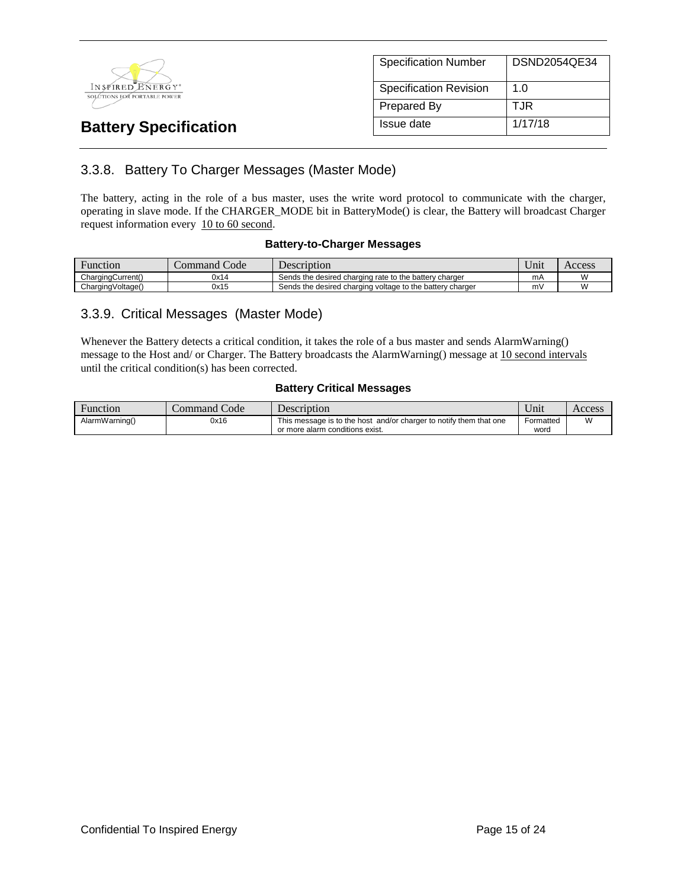### 3.3.8. Battery To Charger Messages (Master Mode)

The battery, acting in the role of a bus master, uses the write word protocol to communicate with the charger, operating in slave mode. If the CHARGER_MODE bit in BatteryMode() is clear, the Battery will broadcast Charger request information every 10 to 60 second.

**Battery-to-Charger Messages**

| Function | Command Code | Description | Unit | Access |
|---|---|---|---|---|
| ChargingCurrent() | 0x14 | Sends the desired charging rate to the battery charger | mA | W |
| ChargingVoltage() | 0x15 | Sends the desired charging voltage to the battery charger | mV | W |

### 3.3.9. Critical Messages (Master Mode)

Whenever the Battery detects a critical condition, it takes the role of a bus master and sends AlarmWarning() message to the Host and/ or Charger. The Battery broadcasts the AlarmWarning() message at 10 second intervals until the critical condition(s) has been corrected.

**Battery Critical Messages**

| Function | Command Code | Description | Unit | Access |
|---|---|---|---|---|
| AlarmWarning() | 0x16 | This message is to the host and/or charger to notify them that one or more alarm conditions exist. | Formatted word | W |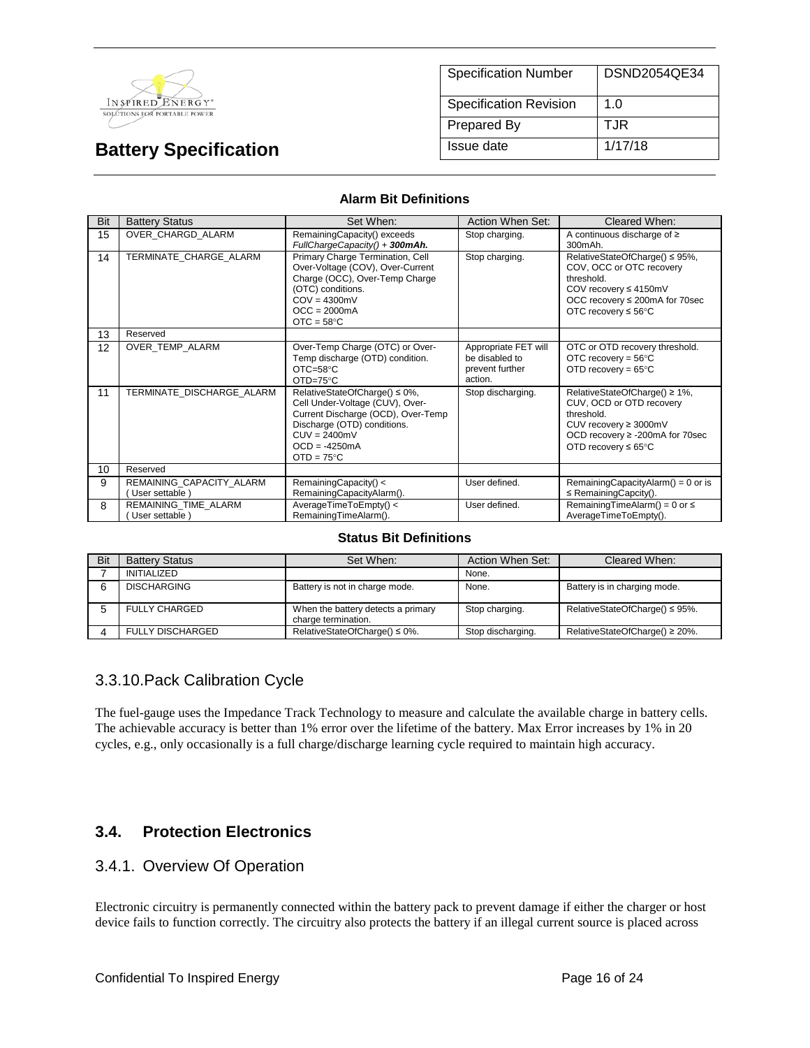**Alarm Bit Definitions**

| Bit | Battery Status | Set When: | Action When Set: | Cleared When: |
|---|---|---|---|---|
| 15 | OVER_CHARGD_ALARM | RemainingCapacity() exceeds *FullChargeCapacity() + **300mAh.*** | Stop charging. | A continuous discharge of ≥ 300mAh. |
| 14 | TERMINATE_CHARGE_ALARM | Primary Charge Termination, Cell Over-Voltage (COV), Over-Current Charge (OCC), Over-Temp Charge (OTC) conditions.<br>COV = 4300mV<br>OCC = 2000mA<br>OTC = 58°C | Stop charging. | RelativeStateOfCharge() ≤ 95%, COV, OCC or OTC recovery threshold.<br>COV recovery ≤ 4150mV<br>OCC recovery ≤ 200mA for 70sec<br>OTC recovery ≤ 56°C |
| 13 | Reserved | | | |
| 12 | OVER_TEMP_ALARM | Over-Temp Charge (OTC) or Over-Temp discharge (OTD) condition.<br>OTC=58°C<br>OTD=75°C | Appropriate FET will be disabled to prevent further action. | OTC or OTD recovery threshold.<br>OTC recovery = 56°C<br>OTD recovery = 65°C |
| 11 | TERMINATE_DISCHARGE_ALARM | RelativeStateOfCharge() ≤ 0%, Cell Under-Voltage (CUV), Over-Current Discharge (OCD), Over-Temp Discharge (OTD) conditions.<br>CUV = 2400mV<br>OCD = -4250mA<br>OTD = 75°C | Stop discharging. | RelativeStateOfCharge() ≥ 1%, CUV, OCD or OTD recovery threshold.<br>CUV recovery ≥ 3000mV<br>OCD recovery ≥ -200mA for 70sec<br>OTD recovery ≤ 65°C |
| 10 | Reserved | | | |
| 9 | REMAINING_CAPACITY_ALARM ( User settable ) | RemainingCapacity() < RemainingCapacityAlarm(). | User defined. | RemainingCapacityAlarm() = 0 or is ≤ RemainingCapcity(). |
| 8 | REMAINING_TIME_ALARM ( User settable ) | AverageTimeToEmpty() < RemainingTimeAlarm(). | User defined. | RemainingTimeAlarm() = 0 or ≤ AverageTimeToEmpty(). |

**Status Bit Definitions**

| Bit | Battery Status | Set When: | Action When Set: | Cleared When: |
|---|---|---|---|---|
| 7 | INITIALIZED | | None. | |
| 6 | DISCHARGING | Battery is not in charge mode. | None. | Battery is in charging mode. |
| 5 | FULLY CHARGED | When the battery detects a primary charge termination. | Stop charging. | RelativeStateOfCharge() ≤ 95%. |
| 4 | FULLY DISCHARGED | RelativeStateOfCharge() ≤ 0%. | Stop discharging. | RelativeStateOfCharge() ≥ 20%. |

### 3.3.10. Pack Calibration Cycle

The fuel-gauge uses the Impedance Track Technology to measure and calculate the available charge in battery cells. The achievable accuracy is better than 1% error over the lifetime of the battery. Max Error increases by 1% in 20 cycles, e.g., only occasionally is a full charge/discharge learning cycle required to maintain high accuracy.

## 3.4. Protection Electronics

### 3.4.1. Overview Of Operation

Electronic circuitry is permanently connected within the battery pack to prevent damage if either the charger or host device fails to function correctly. The circuitry also protects the battery if an illegal current source is placed across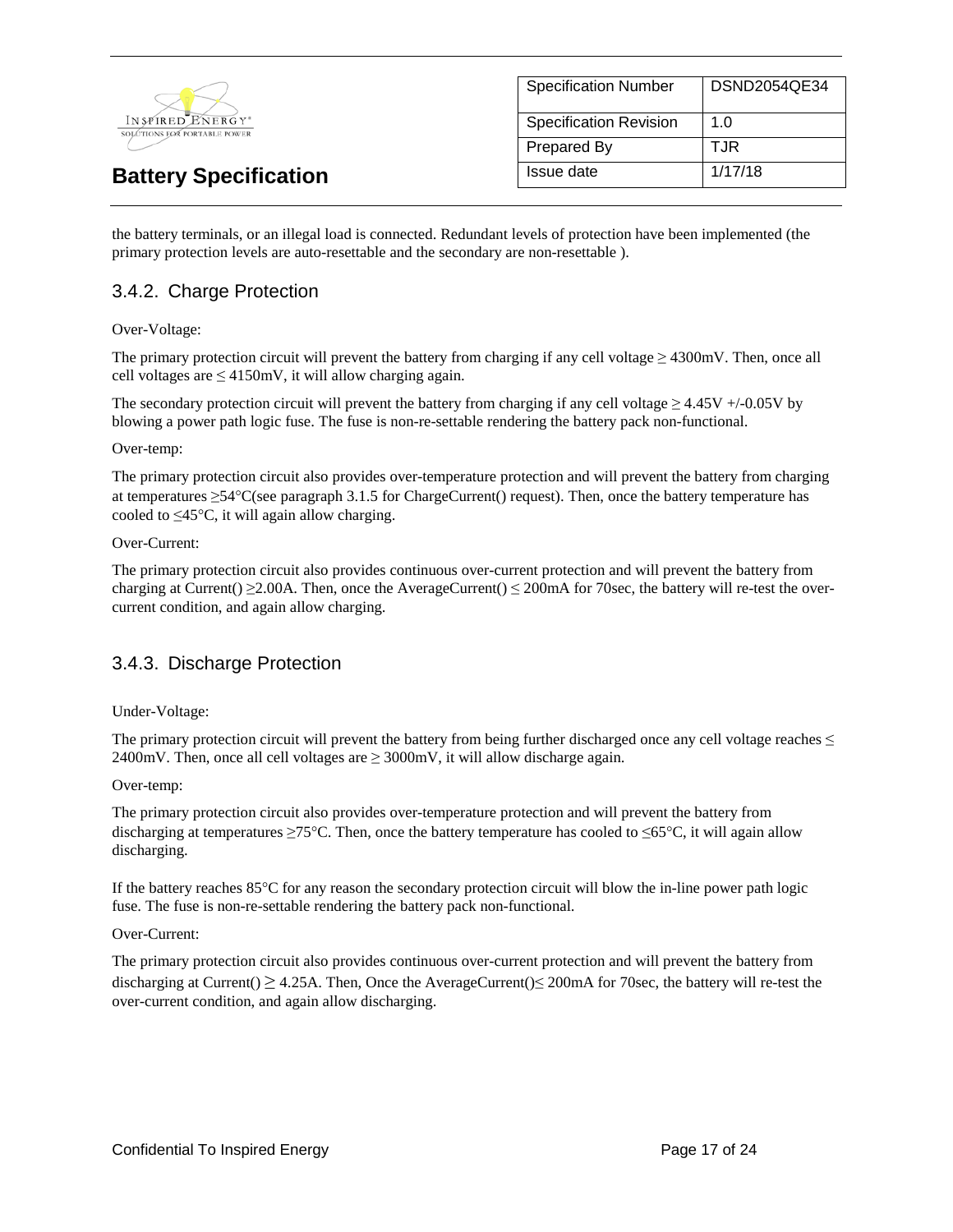the battery terminals, or an illegal load is connected. Redundant levels of protection have been implemented (the primary protection levels are auto-resettable and the secondary are non-resettable ).

### 3.4.2. Charge Protection

Over-Voltage:

The primary protection circuit will prevent the battery from charging if any cell voltage ≥ 4300mV. Then, once all cell voltages are ≤ 4150mV, it will allow charging again.

The secondary protection circuit will prevent the battery from charging if any cell voltage ≥ 4.45V +/-0.05V by blowing a power path logic fuse. The fuse is non-re-settable rendering the battery pack non-functional.

Over-temp:

The primary protection circuit also provides over-temperature protection and will prevent the battery from charging at temperatures ≥54°C(see paragraph 3.1.5 for ChargeCurrent() request). Then, once the battery temperature has cooled to ≤45°C, it will again allow charging.

Over-Current:

The primary protection circuit also provides continuous over-current protection and will prevent the battery from charging at Current() ≥2.00A. Then, once the AverageCurrent() ≤ 200mA for 70sec, the battery will re-test the over-current condition, and again allow charging.

### 3.4.3. Discharge Protection

Under-Voltage:

The primary protection circuit will prevent the battery from being further discharged once any cell voltage reaches ≤ 2400mV. Then, once all cell voltages are ≥ 3000mV, it will allow discharge again.

Over-temp:

The primary protection circuit also provides over-temperature protection and will prevent the battery from discharging at temperatures ≥75°C. Then, once the battery temperature has cooled to ≤65°C, it will again allow discharging.

If the battery reaches 85°C for any reason the secondary protection circuit will blow the in-line power path logic fuse. The fuse is non-re-settable rendering the battery pack non-functional.

Over-Current:

The primary protection circuit also provides continuous over-current protection and will prevent the battery from discharging at Current() ≥ 4.25A. Then, Once the AverageCurrent()≤ 200mA for 70sec, the battery will re-test the over-current condition, and again allow discharging.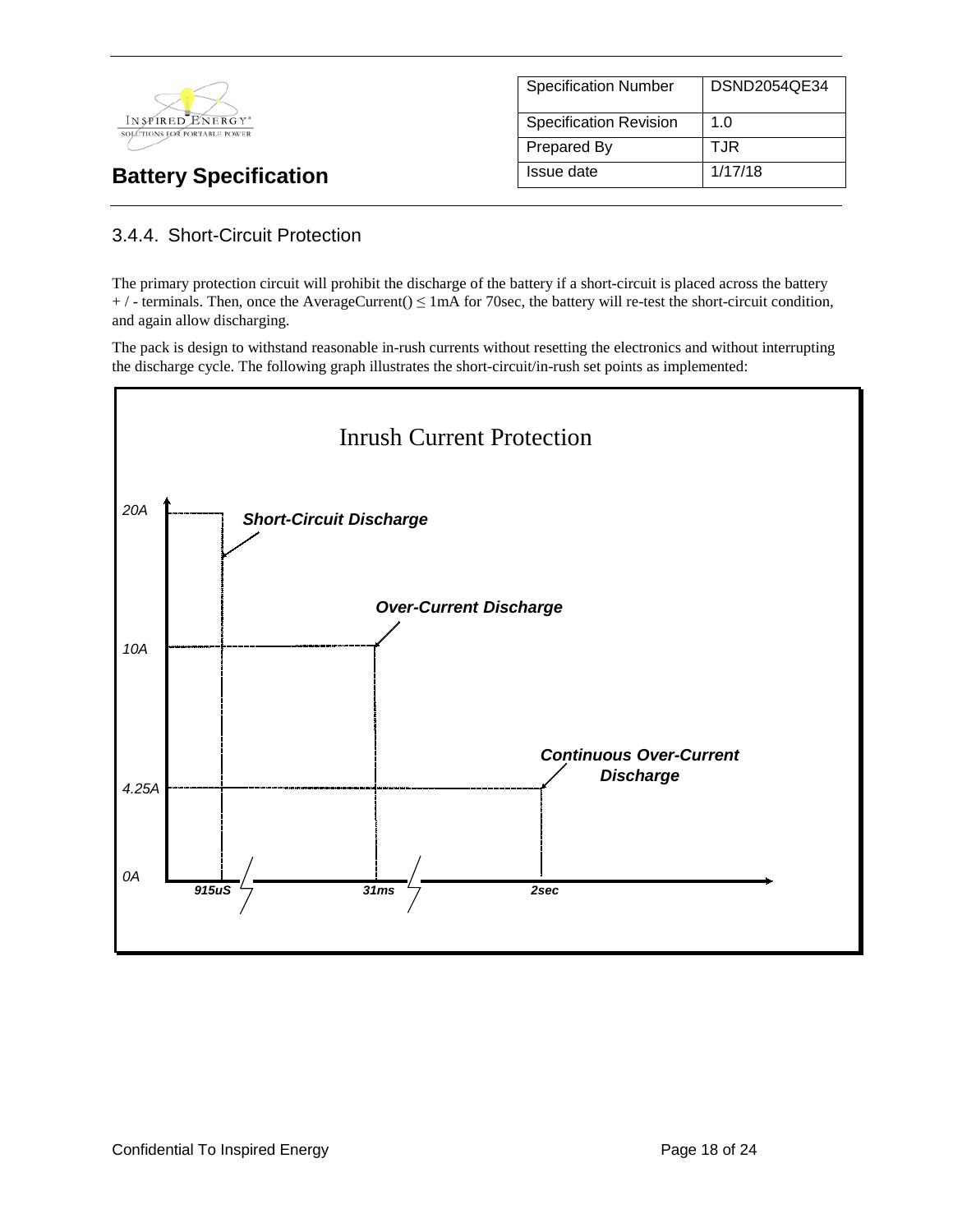### 3.4.4. Short-Circuit Protection

The primary protection circuit will prohibit the discharge of the battery if a short-circuit is placed across the battery + / - terminals. Then, once the AverageCurrent() ≤ 1mA for 70sec, the battery will re-test the short-circuit condition, and again allow discharging.

The pack is design to withstand reasonable in-rush currents without resetting the electronics and without interrupting the discharge cycle. The following graph illustrates the short-circuit/in-rush set points as implemented:

**Inrush Current Protection**

| Protection | Current | Time |
|---|---|---|
| Short-Circuit Discharge | 20A | 915uS |
| Over-Current Discharge | 10A | 31ms |
| Continuous Over-Current Discharge | 4.25A | 2sec |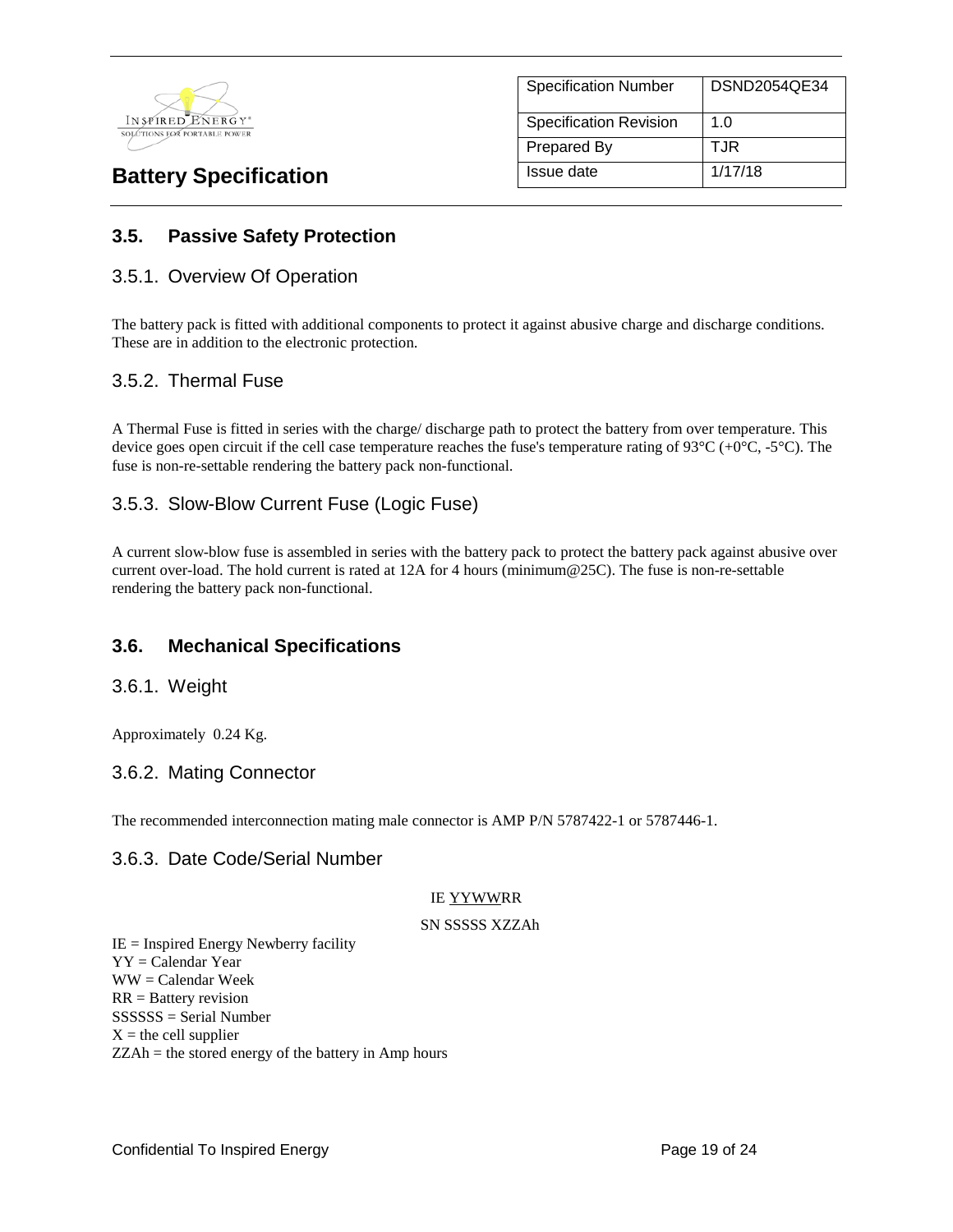## 3.5. Passive Safety Protection

### 3.5.1. Overview Of Operation

The battery pack is fitted with additional components to protect it against abusive charge and discharge conditions. These are in addition to the electronic protection.

### 3.5.2. Thermal Fuse

A Thermal Fuse is fitted in series with the charge/ discharge path to protect the battery from over temperature. This device goes open circuit if the cell case temperature reaches the fuse's temperature rating of 93°C (+0°C, -5°C). The fuse is non-re-settable rendering the battery pack non-functional.

### 3.5.3. Slow-Blow Current Fuse (Logic Fuse)

A current slow-blow fuse is assembled in series with the battery pack to protect the battery pack against abusive over current over-load. The hold current is rated at 12A for 4 hours (minimum@25C). The fuse is non-re-settable rendering the battery pack non-functional.

## 3.6. Mechanical Specifications

### 3.6.1. Weight

Approximately 0.24 Kg.

### 3.6.2. Mating Connector

The recommended interconnection mating male connector is AMP P/N 5787422-1 or 5787446-1.

### 3.6.3. Date Code/Serial Number

IE YYWWRR

SN SSSSS XZZAh

IE = Inspired Energy Newberry facility
YY = Calendar Year
WW = Calendar Week
RR = Battery revision
SSSSSS = Serial Number
X = the cell supplier
ZZAh = the stored energy of the battery in Amp hours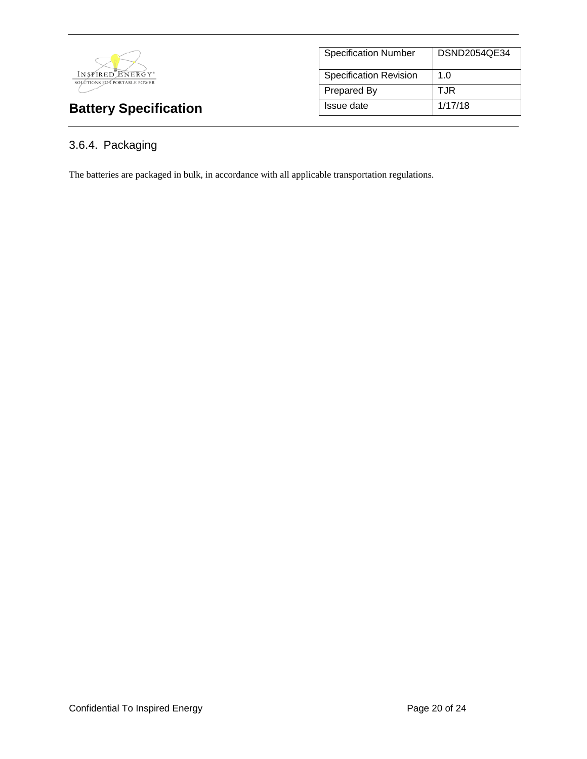### 3.6.4. Packaging

The batteries are packaged in bulk, in accordance with all applicable transportation regulations.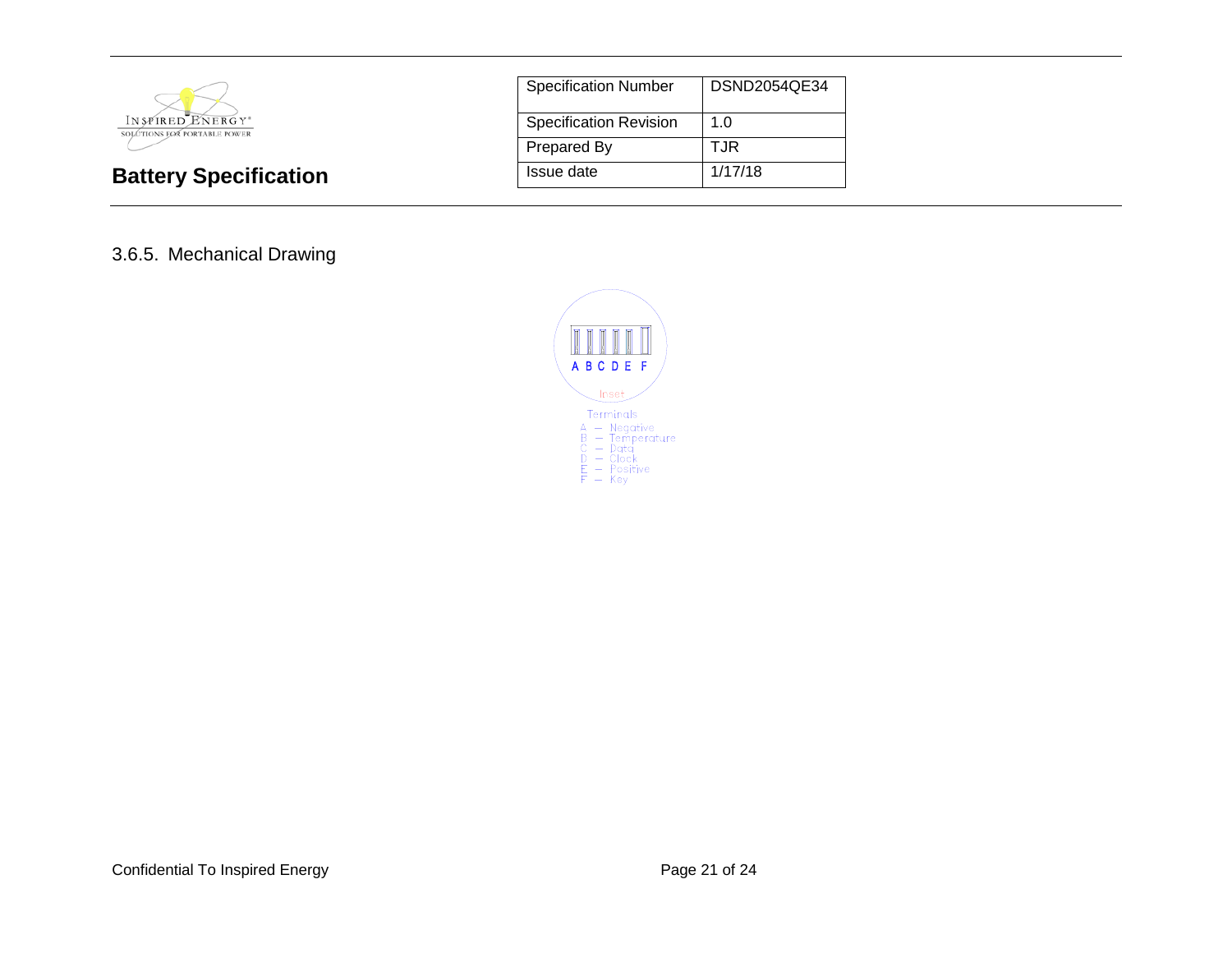### 3.6.5. Mechanical Drawing

A B C D E F

Inset

Terminals
A – Negative
B – Temperature
C – Data
D – Clock
E – Positive
F – Key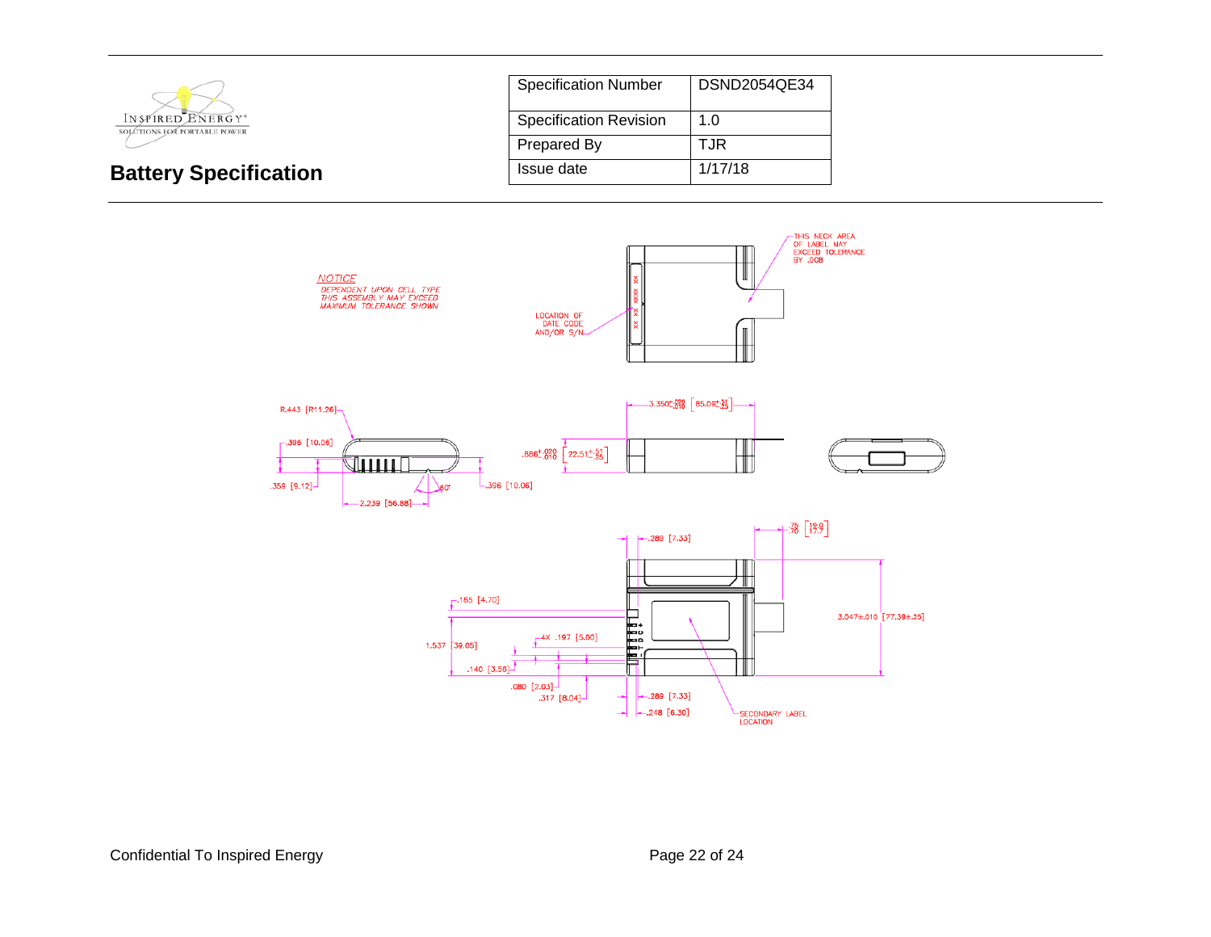# Battery Specification

| Specification Number | DSND2054QE34 |
|---|---|
| Specification Revision | 1.0 |
| Prepared By | TJR |
| Issue date | 1/17/18 |

*NOTICE*
*DEPENDENT UPON CELL TYPE THIS ASSEMBLY MAY EXCEED MAXIMUM TOLERANCE SHOWN*

THIS NECK AREA OF LABEL MAY EXCEED TOLERANCE BY .008

LOCATION OF DATE CODE AND/OR S/N

R.443 [R11.26]

.396 [10.06]

.359 [9.12]

2.239 [56.88]

60°

.396 [10.06]

$3.350^{+.020}_{-.010}$ $[85.09^{+.51}_{-.25}]$

$.886^{+.020}_{-.010}$ $[22.51^{+.51}_{-.25}]$

$^{.75}_{.70}$ $[^{19.0}_{17.7}]$

.289 [7.33]

.185 [4.70]

3.047±.010 [77.39±.25]

4X .197 [5.00]

1.537 [39.05]

.140 [3.56]

.080 [2.03]

.317 [8.04]

.289 [7.33]

.248 [6.30]

SECONDARY LABEL LOCATION

Confidential To Inspired Energy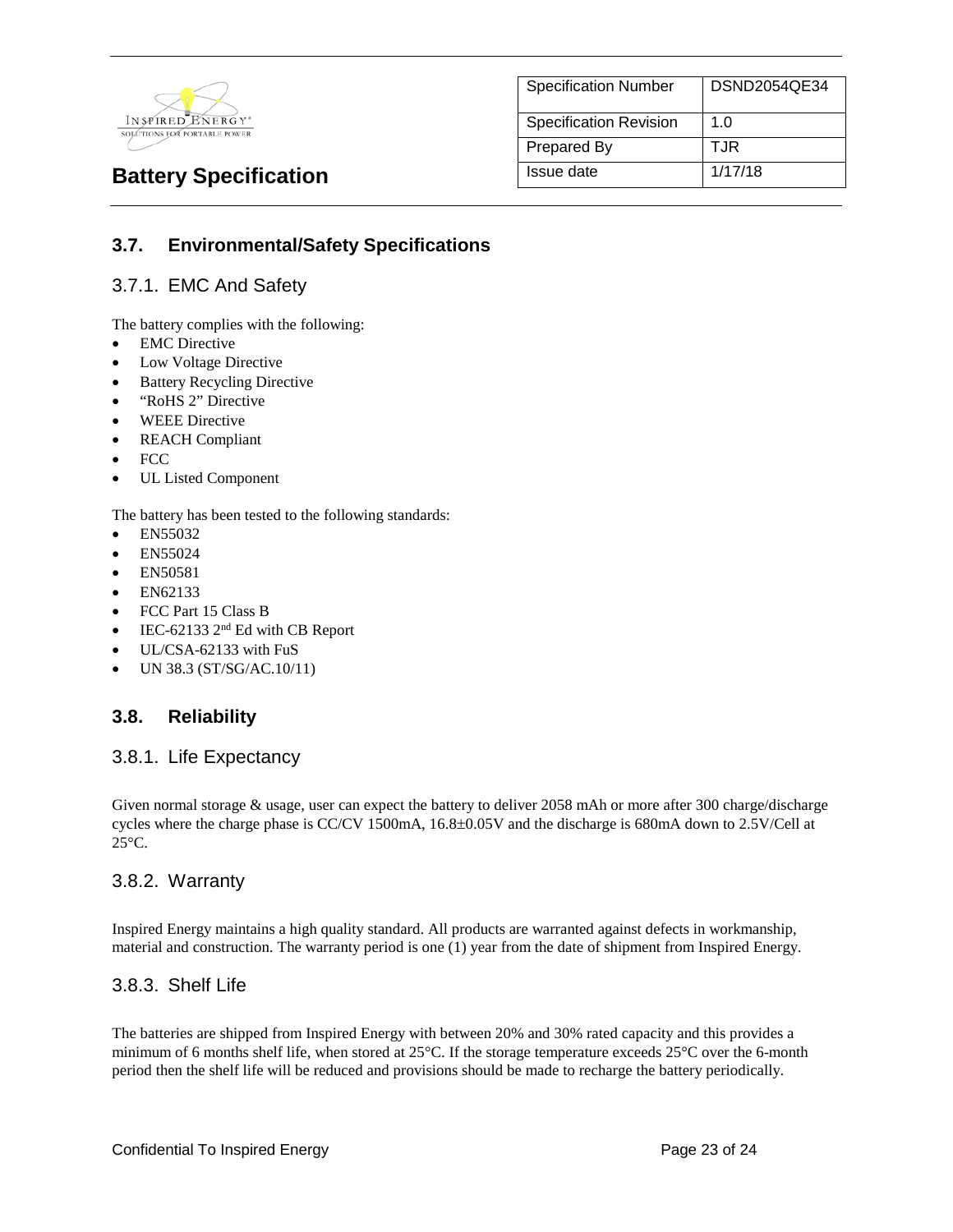## 3.7. Environmental/Safety Specifications

### 3.7.1. EMC And Safety

The battery complies with the following:

- EMC Directive
- Low Voltage Directive
- Battery Recycling Directive
- "RoHS 2" Directive
- WEEE Directive
- REACH Compliant
- FCC
- UL Listed Component

The battery has been tested to the following standards:

- EN55032
- EN55024
- EN50581
- EN62133
- FCC Part 15 Class B
- IEC-62133 2nd Ed with CB Report
- UL/CSA-62133 with FuS
- UN 38.3 (ST/SG/AC.10/11)

## 3.8. Reliability

### 3.8.1. Life Expectancy

Given normal storage & usage, user can expect the battery to deliver 2058 mAh or more after 300 charge/discharge cycles where the charge phase is CC/CV 1500mA, 16.8±0.05V and the discharge is 680mA down to 2.5V/Cell at 25°C.

### 3.8.2. Warranty

Inspired Energy maintains a high quality standard. All products are warranted against defects in workmanship, material and construction. The warranty period is one (1) year from the date of shipment from Inspired Energy.

### 3.8.3. Shelf Life

The batteries are shipped from Inspired Energy with between 20% and 30% rated capacity and this provides a minimum of 6 months shelf life, when stored at 25°C. If the storage temperature exceeds 25°C over the 6-month period then the shelf life will be reduced and provisions should be made to recharge the battery periodically.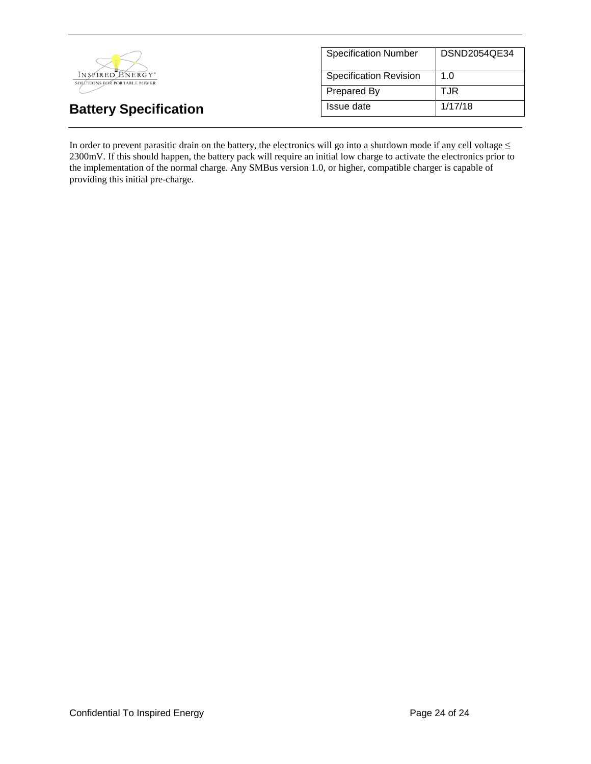In order to prevent parasitic drain on the battery, the electronics will go into a shutdown mode if any cell voltage ≤ 2300mV. If this should happen, the battery pack will require an initial low charge to activate the electronics prior to the implementation of the normal charge. Any SMBus version 1.0, or higher, compatible charger is capable of providing this initial pre-charge.